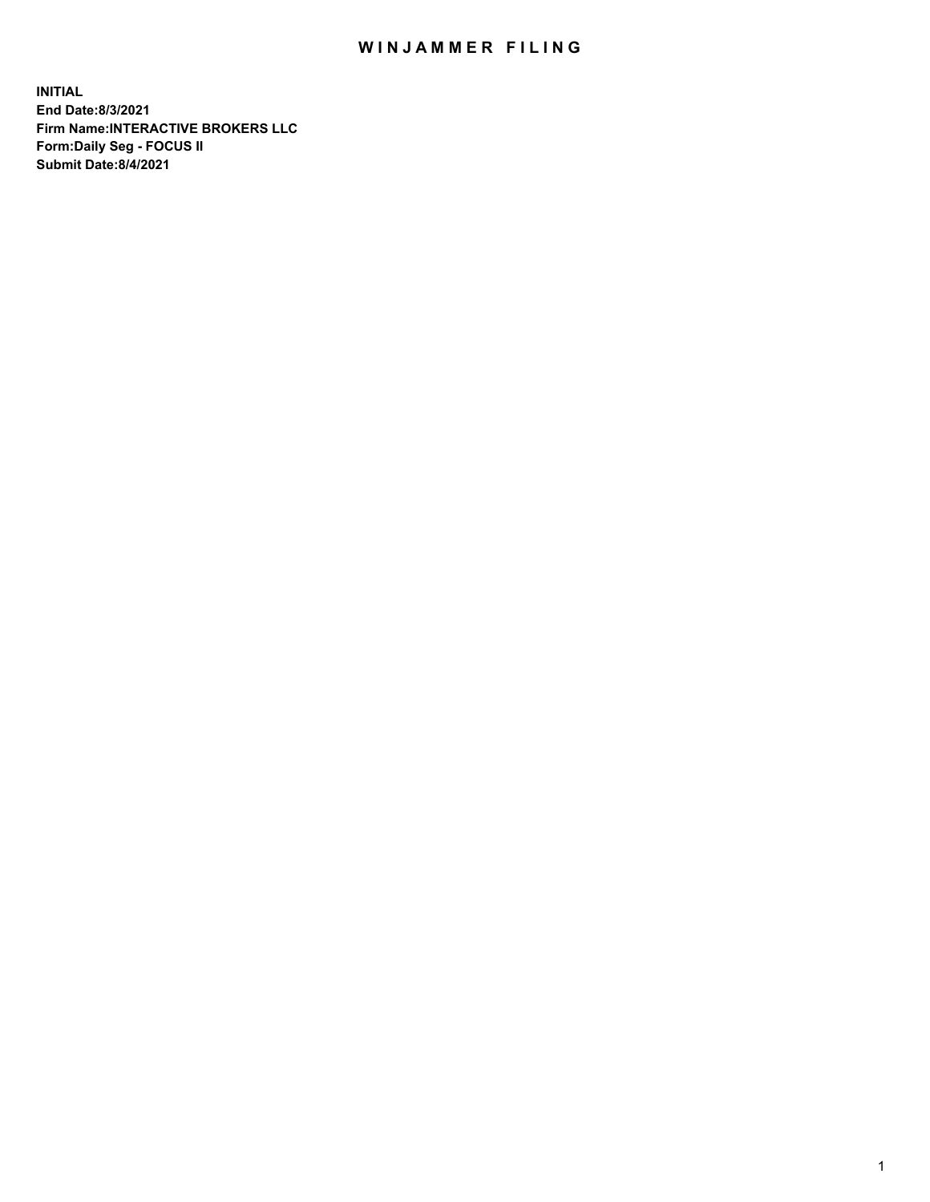# WINJAMMER FILING

**INITIAL**
**End Date:8/3/2021**
**Firm Name:INTERACTIVE BROKERS LLC**
**Form:Daily Seg - FOCUS II**
**Submit Date:8/4/2021**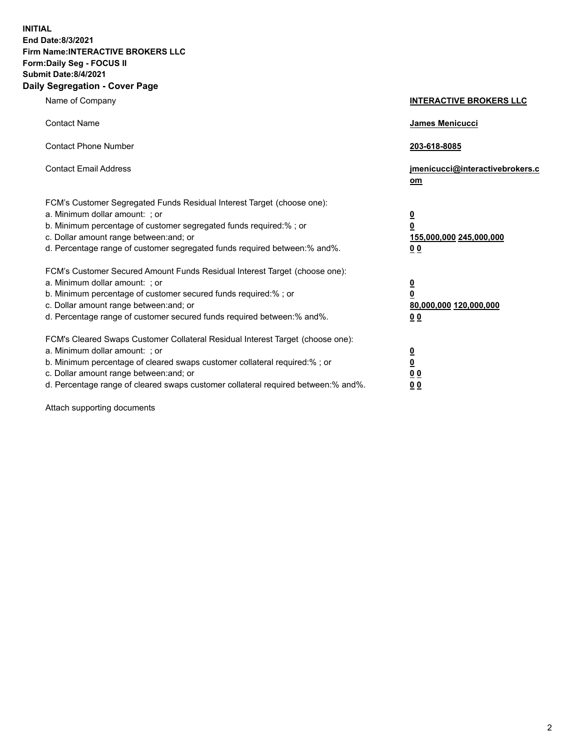**INITIAL**
**End Date:8/3/2021**
**Firm Name:INTERACTIVE BROKERS LLC**
**Form:Daily Seg - FOCUS II**
**Submit Date:8/4/2021**

## Daily Segregation - Cover Page

| | |
|---|---|
| Name of Company | **INTERACTIVE BROKERS LLC** |
| Contact Name | **James Menicucci** |
| Contact Phone Number | **203-618-8085** |
| Contact Email Address | **jmenicucci@interactivebrokers.com** |

FCM's Customer Segregated Funds Residual Interest Target (choose one):

| | |
|---|---|
| a. Minimum dollar amount: ; or | **0** |
| b. Minimum percentage of customer segregated funds required:% ; or | **0** |
| c. Dollar amount range between:and; or | **155,000,000** **245,000,000** |
| d. Percentage range of customer segregated funds required between:% and%. | **0** **0** |

FCM's Customer Secured Amount Funds Residual Interest Target (choose one):

| | |
|---|---|
| a. Minimum dollar amount: ; or | **0** |
| b. Minimum percentage of customer secured funds required:% ; or | **0** |
| c. Dollar amount range between:and; or | **80,000,000** **120,000,000** |
| d. Percentage range of customer secured funds required between:% and%. | **0** **0** |

FCM's Cleared Swaps Customer Collateral Residual Interest Target (choose one):

| | |
|---|---|
| a. Minimum dollar amount: ; or | **0** |
| b. Minimum percentage of cleared swaps customer collateral required:% ; or | **0** |
| c. Dollar amount range between:and; or | **0** **0** |
| d. Percentage range of cleared swaps customer collateral required between:% and%. | **0** **0** |

Attach supporting documents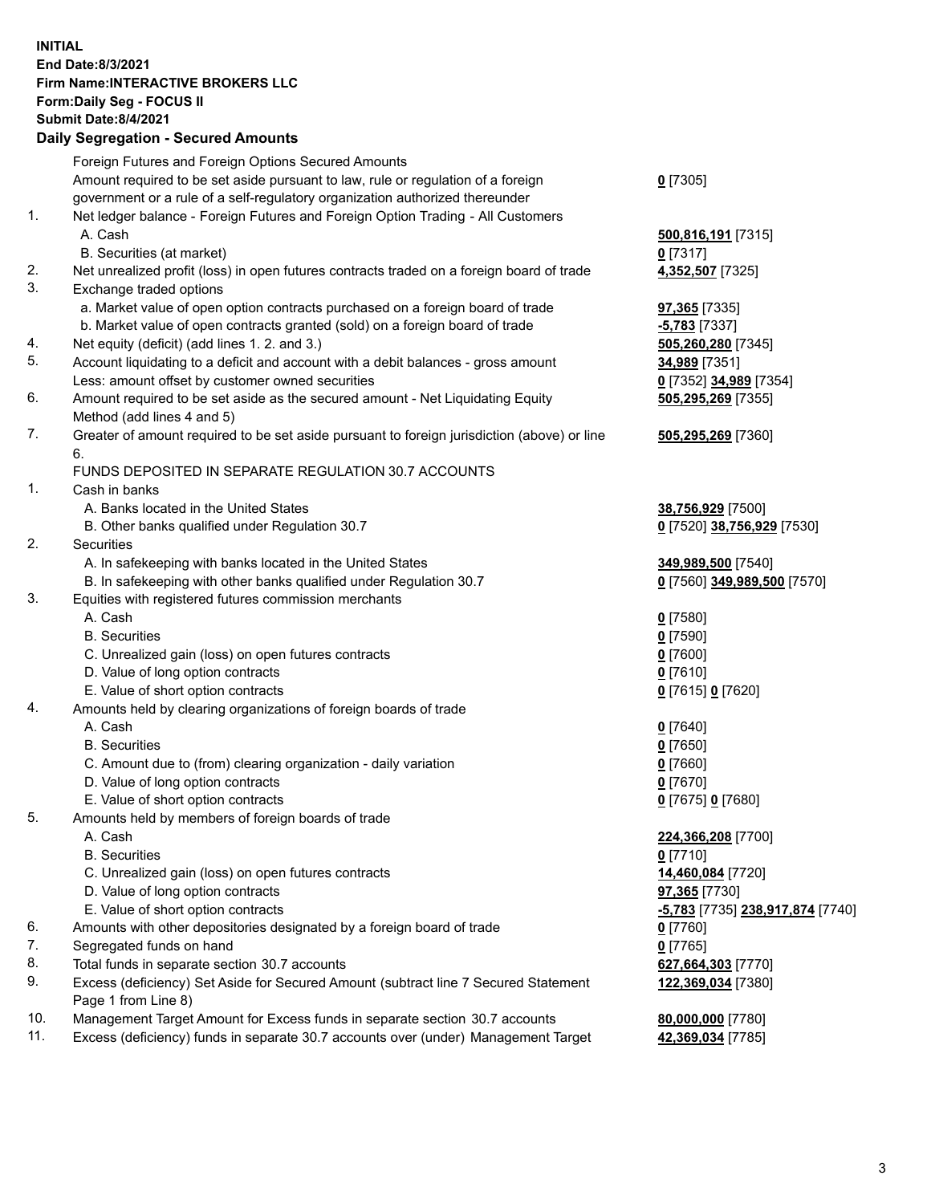**INITIAL**
**End Date:8/3/2021**
**Firm Name:INTERACTIVE BROKERS LLC**
**Form:Daily Seg - FOCUS II**
**Submit Date:8/4/2021**

## Daily Segregation - Secured Amounts

| | | |
|---|---|---|
| | Foreign Futures and Foreign Options Secured Amounts | |
| | Amount required to be set aside pursuant to law, rule or regulation of a foreign government or a rule of a self-regulatory organization authorized thereunder | **0** [7305] |
| 1. | Net ledger balance - Foreign Futures and Foreign Option Trading - All Customers | |
| | A. Cash | **500,816,191** [7315] |
| | B. Securities (at market) | **0** [7317] |
| 2. | Net unrealized profit (loss) in open futures contracts traded on a foreign board of trade | **4,352,507** [7325] |
| 3. | Exchange traded options | |
| | a. Market value of open option contracts purchased on a foreign board of trade | **97,365** [7335] |
| | b. Market value of open contracts granted (sold) on a foreign board of trade | **-5,783** [7337] |
| 4. | Net equity (deficit) (add lines 1. 2. and 3.) | **505,260,280** [7345] |
| 5. | Account liquidating to a deficit and account with a debit balances - gross amount | **34,989** [7351] |
| | Less: amount offset by customer owned securities | **0** [7352] **34,989** [7354] |
| 6. | Amount required to be set aside as the secured amount - Net Liquidating Equity Method (add lines 4 and 5) | **505,295,269** [7355] |
| 7. | Greater of amount required to be set aside pursuant to foreign jurisdiction (above) or line 6. | **505,295,269** [7360] |
| | FUNDS DEPOSITED IN SEPARATE REGULATION 30.7 ACCOUNTS | |
| 1. | Cash in banks | |
| | A. Banks located in the United States | **38,756,929** [7500] |
| | B. Other banks qualified under Regulation 30.7 | **0** [7520] **38,756,929** [7530] |
| 2. | Securities | |
| | A. In safekeeping with banks located in the United States | **349,989,500** [7540] |
| | B. In safekeeping with other banks qualified under Regulation 30.7 | **0** [7560] **349,989,500** [7570] |
| 3. | Equities with registered futures commission merchants | |
| | A. Cash | **0** [7580] |
| | B. Securities | **0** [7590] |
| | C. Unrealized gain (loss) on open futures contracts | **0** [7600] |
| | D. Value of long option contracts | **0** [7610] |
| | E. Value of short option contracts | **0** [7615] **0** [7620] |
| 4. | Amounts held by clearing organizations of foreign boards of trade | |
| | A. Cash | **0** [7640] |
| | B. Securities | **0** [7650] |
| | C. Amount due to (from) clearing organization - daily variation | **0** [7660] |
| | D. Value of long option contracts | **0** [7670] |
| | E. Value of short option contracts | **0** [7675] **0** [7680] |
| 5. | Amounts held by members of foreign boards of trade | |
| | A. Cash | **224,366,208** [7700] |
| | B. Securities | **0** [7710] |
| | C. Unrealized gain (loss) on open futures contracts | **14,460,084** [7720] |
| | D. Value of long option contracts | **97,365** [7730] |
| | E. Value of short option contracts | **-5,783** [7735] **238,917,874** [7740] |
| 6. | Amounts with other depositories designated by a foreign board of trade | **0** [7760] |
| 7. | Segregated funds on hand | **0** [7765] |
| 8. | Total funds in separate section 30.7 accounts | **627,664,303** [7770] |
| 9. | Excess (deficiency) Set Aside for Secured Amount (subtract line 7 Secured Statement Page 1 from Line 8) | **122,369,034** [7380] |
| 10. | Management Target Amount for Excess funds in separate section 30.7 accounts | **80,000,000** [7780] |
| 11. | Excess (deficiency) funds in separate 30.7 accounts over (under) Management Target | **42,369,034** [7785] |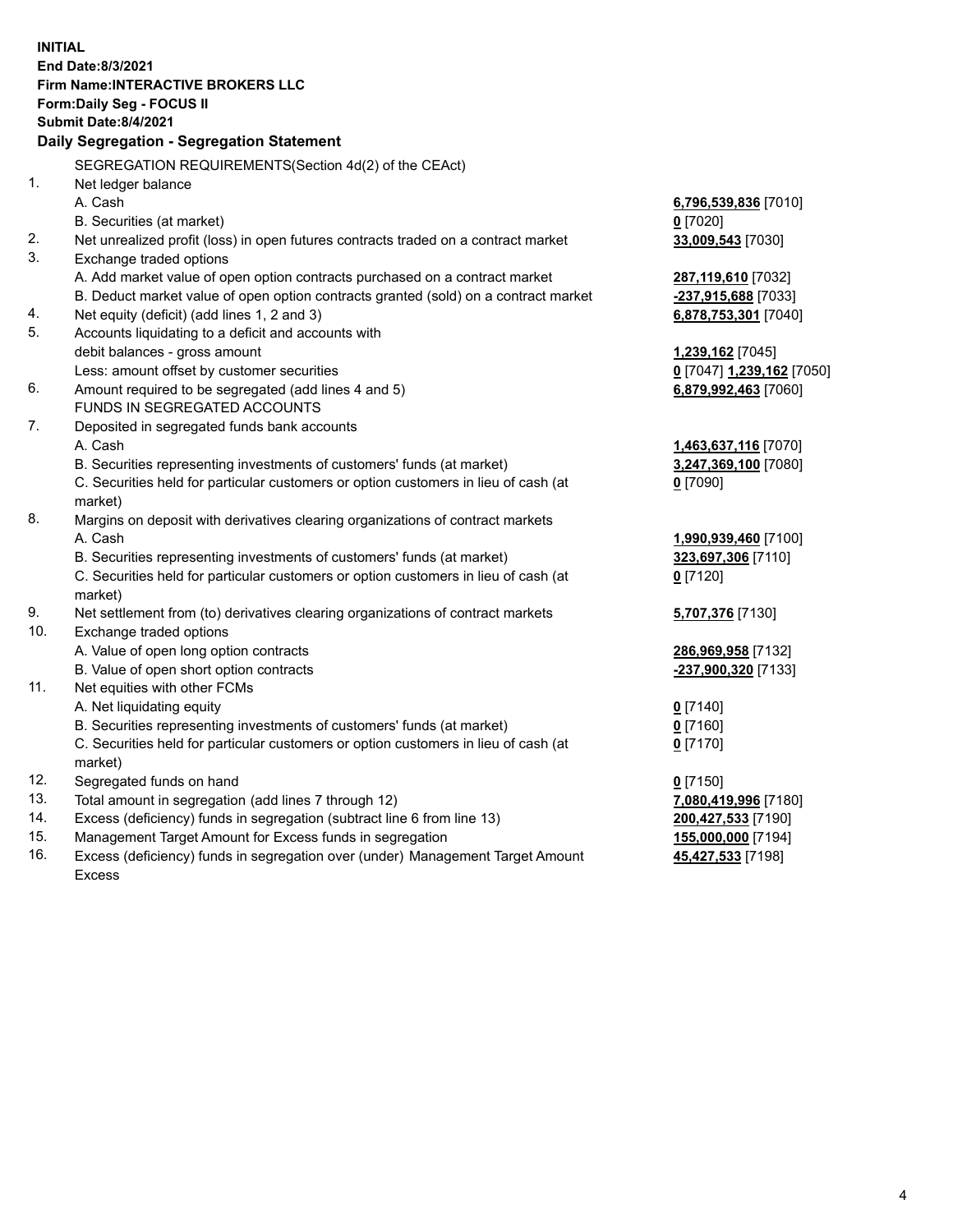**INITIAL**
**End Date:8/3/2021**
**Firm Name:INTERACTIVE BROKERS LLC**
**Form:Daily Seg - FOCUS II**
**Submit Date:8/4/2021**

**Daily Segregation - Segregation Statement**

SEGREGATION REQUIREMENTS(Section 4d(2) of the CEAct)

| | | |
|---|---|---|
| 1. | Net ledger balance | |
| | A. Cash | **6,796,539,836** [7010] |
| | B. Securities (at market) | **0** [7020] |
| 2. | Net unrealized profit (loss) in open futures contracts traded on a contract market | **33,009,543** [7030] |
| 3. | Exchange traded options | |
| | A. Add market value of open option contracts purchased on a contract market | **287,119,610** [7032] |
| | B. Deduct market value of open option contracts granted (sold) on a contract market | **-237,915,688** [7033] |
| 4. | Net equity (deficit) (add lines 1, 2 and 3) | **6,878,753,301** [7040] |
| 5. | Accounts liquidating to a deficit and accounts with | |
| | debit balances - gross amount | **1,239,162** [7045] |
| | Less: amount offset by customer securities | **0** [7047] **1,239,162** [7050] |
| 6. | Amount required to be segregated (add lines 4 and 5) | **6,879,992,463** [7060] |
| | FUNDS IN SEGREGATED ACCOUNTS | |
| 7. | Deposited in segregated funds bank accounts | |
| | A. Cash | **1,463,637,116** [7070] |
| | B. Securities representing investments of customers' funds (at market) | **3,247,369,100** [7080] |
| | C. Securities held for particular customers or option customers in lieu of cash (at market) | **0** [7090] |
| 8. | Margins on deposit with derivatives clearing organizations of contract markets | |
| | A. Cash | **1,990,939,460** [7100] |
| | B. Securities representing investments of customers' funds (at market) | **323,697,306** [7110] |
| | C. Securities held for particular customers or option customers in lieu of cash (at market) | **0** [7120] |
| 9. | Net settlement from (to) derivatives clearing organizations of contract markets | **5,707,376** [7130] |
| 10. | Exchange traded options | |
| | A. Value of open long option contracts | **286,969,958** [7132] |
| | B. Value of open short option contracts | **-237,900,320** [7133] |
| 11. | Net equities with other FCMs | |
| | A. Net liquidating equity | **0** [7140] |
| | B. Securities representing investments of customers' funds (at market) | **0** [7160] |
| | C. Securities held for particular customers or option customers in lieu of cash (at market) | **0** [7170] |
| 12. | Segregated funds on hand | **0** [7150] |
| 13. | Total amount in segregation (add lines 7 through 12) | **7,080,419,996** [7180] |
| 14. | Excess (deficiency) funds in segregation (subtract line 6 from line 13) | **200,427,533** [7190] |
| 15. | Management Target Amount for Excess funds in segregation | **155,000,000** [7194] |
| 16. | Excess (deficiency) funds in segregation over (under) Management Target Amount Excess | **45,427,533** [7198] |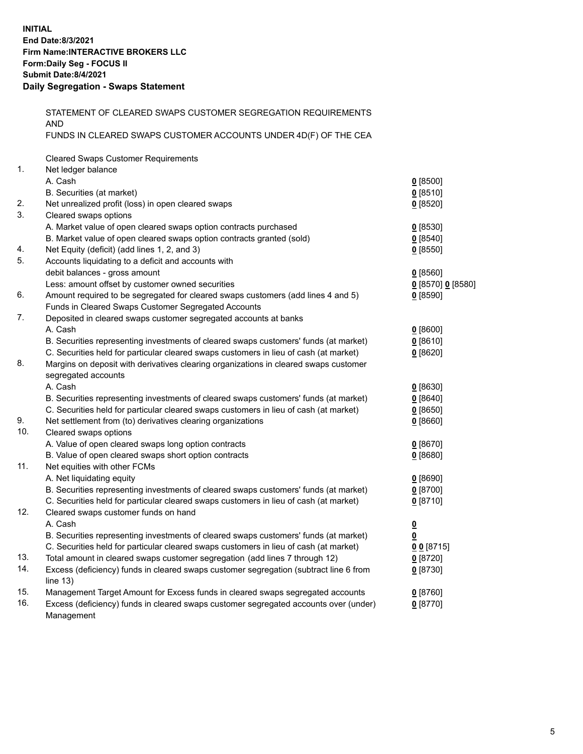**INITIAL**
**End Date:8/3/2021**
**Firm Name:INTERACTIVE BROKERS LLC**
**Form:Daily Seg - FOCUS II**
**Submit Date:8/4/2021**
**Daily Segregation - Swaps Statement**

STATEMENT OF CLEARED SWAPS CUSTOMER SEGREGATION REQUIREMENTS AND FUNDS IN CLEARED SWAPS CUSTOMER ACCOUNTS UNDER 4D(F) OF THE CEA

| | | |
|---|---|---|
| | Cleared Swaps Customer Requirements | |
| 1. | Net ledger balance | |
| | A. Cash | 0 [8500] |
| | B. Securities (at market) | 0 [8510] |
| 2. | Net unrealized profit (loss) in open cleared swaps | 0 [8520] |
| 3. | Cleared swaps options | |
| | A. Market value of open cleared swaps option contracts purchased | 0 [8530] |
| | B. Market value of open cleared swaps option contracts granted (sold) | 0 [8540] |
| 4. | Net Equity (deficit) (add lines 1, 2, and 3) | 0 [8550] |
| 5. | Accounts liquidating to a deficit and accounts with | |
| | debit balances - gross amount | 0 [8560] |
| | Less: amount offset by customer owned securities | 0 [8570] 0 [8580] |
| 6. | Amount required to be segregated for cleared swaps customers (add lines 4 and 5) | 0 [8590] |
| | Funds in Cleared Swaps Customer Segregated Accounts | |
| 7. | Deposited in cleared swaps customer segregated accounts at banks | |
| | A. Cash | 0 [8600] |
| | B. Securities representing investments of cleared swaps customers' funds (at market) | 0 [8610] |
| | C. Securities held for particular cleared swaps customers in lieu of cash (at market) | 0 [8620] |
| 8. | Margins on deposit with derivatives clearing organizations in cleared swaps customer segregated accounts | |
| | A. Cash | 0 [8630] |
| | B. Securities representing investments of cleared swaps customers' funds (at market) | 0 [8640] |
| | C. Securities held for particular cleared swaps customers in lieu of cash (at market) | 0 [8650] |
| 9. | Net settlement from (to) derivatives clearing organizations | 0 [8660] |
| 10. | Cleared swaps options | |
| | A. Value of open cleared swaps long option contracts | 0 [8670] |
| | B. Value of open cleared swaps short option contracts | 0 [8680] |
| 11. | Net equities with other FCMs | |
| | A. Net liquidating equity | 0 [8690] |
| | B. Securities representing investments of cleared swaps customers' funds (at market) | 0 [8700] |
| | C. Securities held for particular cleared swaps customers in lieu of cash (at market) | 0 [8710] |
| 12. | Cleared swaps customer funds on hand | |
| | A. Cash | 0 |
| | B. Securities representing investments of cleared swaps customers' funds (at market) | 0 |
| | C. Securities held for particular cleared swaps customers in lieu of cash (at market) | 0 0 [8715] |
| 13. | Total amount in cleared swaps customer segregation (add lines 7 through 12) | 0 [8720] |
| 14. | Excess (deficiency) funds in cleared swaps customer segregation (subtract line 6 from line 13) | 0 [8730] |
| 15. | Management Target Amount for Excess funds in cleared swaps segregated accounts | 0 [8760] |
| 16. | Excess (deficiency) funds in cleared swaps customer segregated accounts over (under) Management | 0 [8770] |